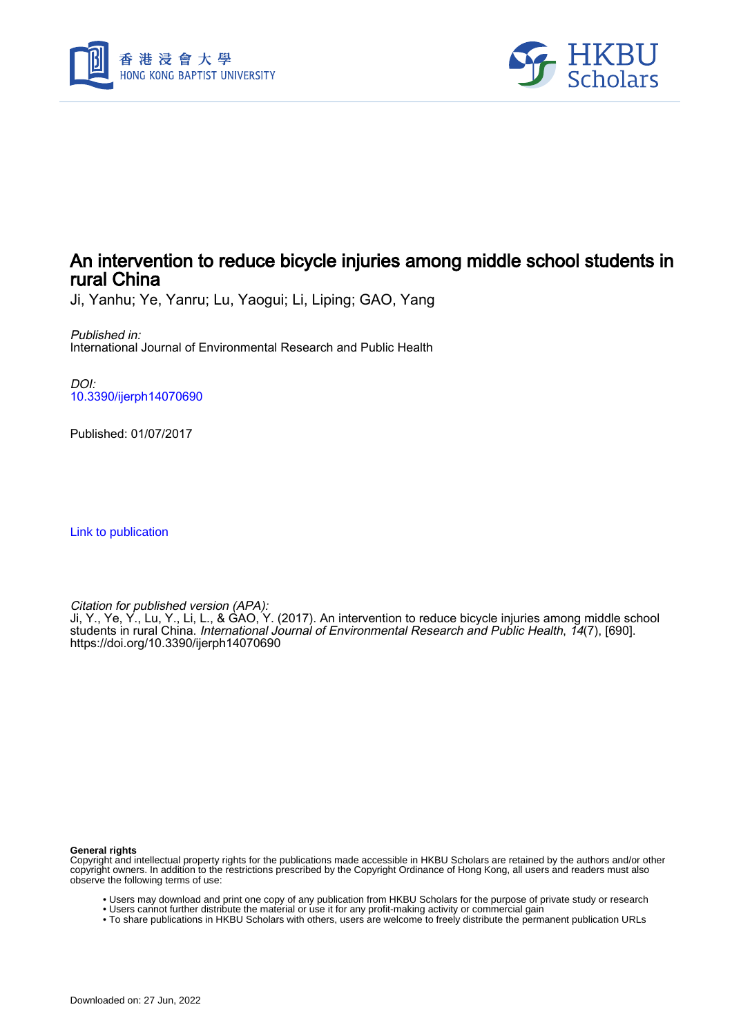# An intervention to reduce bicycle injuries among middle school students in rural China

Ji, Yanhu; Ye, Yanru; Lu, Yaogui; Li, Liping; GAO, Yang

*Published in:*
International Journal of Environmental Research and Public Health

*DOI:*
10.3390/ijerph14070690

Published: 01/07/2017

Link to publication

*Citation for published version (APA):*
Ji, Y., Ye, Y., Lu, Y., Li, L., & GAO, Y. (2017). An intervention to reduce bicycle injuries among middle school students in rural China. *International Journal of Environmental Research and Public Health*, *14*(7), [690]. https://doi.org/10.3390/ijerph14070690

**General rights**
Copyright and intellectual property rights for the publications made accessible in HKBU Scholars are retained by the authors and/or other copyright owners. In addition to the restrictions prescribed by the Copyright Ordinance of Hong Kong, all users and readers must also observe the following terms of use:

- Users may download and print one copy of any publication from HKBU Scholars for the purpose of private study or research
- Users cannot further distribute the material or use it for any profit-making activity or commercial gain
- To share publications in HKBU Scholars with others, users are welcome to freely distribute the permanent publication URLs

Downloaded on: 27 Jun, 2022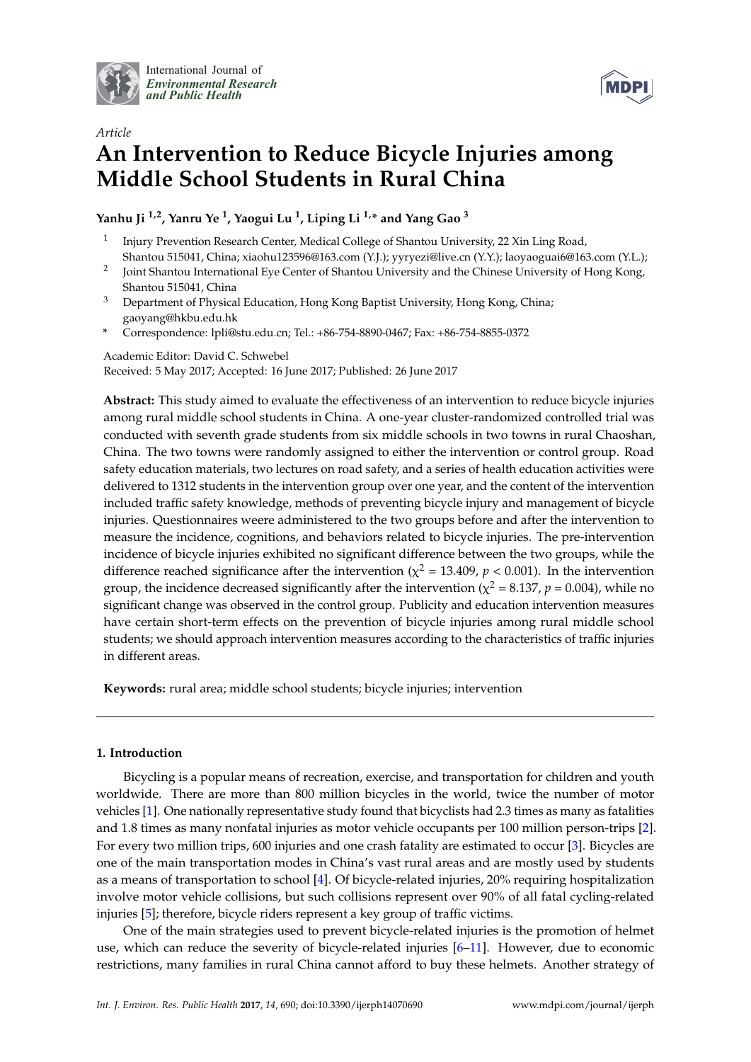International Journal of *Environmental Research and Public Health*

*Article*

# An Intervention to Reduce Bicycle Injuries among Middle School Students in Rural China

**Yanhu Ji [1,2], Yanru Ye [1], Yaogui Lu [1], Liping Li [1,]* and Yang Gao [3]**

1. Injury Prevention Research Center, Medical College of Shantou University, 22 Xin Ling Road, Shantou 515041, China; xiaohu123596@163.com (Y.J.); yyryezi@live.cn (Y.Y.); laoyaoguai6@163.com (Y.L.);
2. Joint Shantou International Eye Center of Shantou University and the Chinese University of Hong Kong, Shantou 515041, China
3. Department of Physical Education, Hong Kong Baptist University, Hong Kong, China; gaoyang@hkbu.edu.hk

\* Correspondence: lpli@stu.edu.cn; Tel.: +86-754-8890-0467; Fax: +86-754-8855-0372

Academic Editor: David C. Schwebel

Received: 5 May 2017; Accepted: 16 June 2017; Published: 26 June 2017

**Abstract:** This study aimed to evaluate the effectiveness of an intervention to reduce bicycle injuries among rural middle school students in China. A one-year cluster-randomized controlled trial was conducted with seventh grade students from six middle schools in two towns in rural Chaoshan, China. The two towns were randomly assigned to either the intervention or control group. Road safety education materials, two lectures on road safety, and a series of health education activities were delivered to 1312 students in the intervention group over one year, and the content of the intervention included traffic safety knowledge, methods of preventing bicycle injury and management of bicycle injuries. Questionnaires weere administered to the two groups before and after the intervention to measure the incidence, cognitions, and behaviors related to bicycle injuries. The pre-intervention incidence of bicycle injuries exhibited no significant difference between the two groups, while the difference reached significance after the intervention ($\chi^2 = 13.409$, $p < 0.001$). In the intervention group, the incidence decreased significantly after the intervention ($\chi^2 = 8.137$, $p = 0.004$), while no significant change was observed in the control group. Publicity and education intervention measures have certain short-term effects on the prevention of bicycle injuries among rural middle school students; we should approach intervention measures according to the characteristics of traffic injuries in different areas.

**Keywords:** rural area; middle school students; bicycle injuries; intervention

## 1. Introduction

Bicycling is a popular means of recreation, exercise, and transportation for children and youth worldwide. There are more than 800 million bicycles in the world, twice the number of motor vehicles [1]. One nationally representative study found that bicyclists had 2.3 times as many as fatalities and 1.8 times as many nonfatal injuries as motor vehicle occupants per 100 million person-trips [2]. For every two million trips, 600 injuries and one crash fatality are estimated to occur [3]. Bicycles are one of the main transportation modes in China's vast rural areas and are mostly used by students as a means of transportation to school [4]. Of bicycle-related injuries, 20% requiring hospitalization involve motor vehicle collisions, but such collisions represent over 90% of all fatal cycling-related injuries [5]; therefore, bicycle riders represent a key group of traffic victims.

One of the main strategies used to prevent bicycle-related injuries is the promotion of helmet use, which can reduce the severity of bicycle-related injuries [6–11]. However, due to economic restrictions, many families in rural China cannot afford to buy these helmets. Another strategy of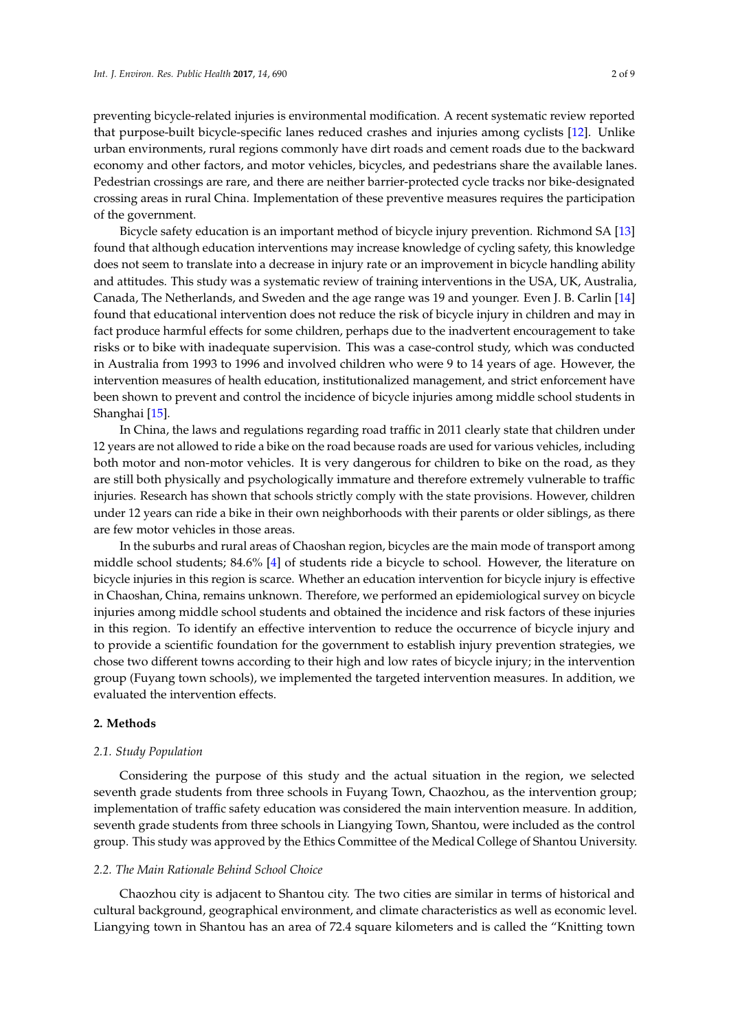preventing bicycle-related injuries is environmental modification. A recent systematic review reported that purpose-built bicycle-specific lanes reduced crashes and injuries among cyclists [12]. Unlike urban environments, rural regions commonly have dirt roads and cement roads due to the backward economy and other factors, and motor vehicles, bicycles, and pedestrians share the available lanes. Pedestrian crossings are rare, and there are neither barrier-protected cycle tracks nor bike-designated crossing areas in rural China. Implementation of these preventive measures requires the participation of the government.

Bicycle safety education is an important method of bicycle injury prevention. Richmond SA [13] found that although education interventions may increase knowledge of cycling safety, this knowledge does not seem to translate into a decrease in injury rate or an improvement in bicycle handling ability and attitudes. This study was a systematic review of training interventions in the USA, UK, Australia, Canada, The Netherlands, and Sweden and the age range was 19 and younger. Even J. B. Carlin [14] found that educational intervention does not reduce the risk of bicycle injury in children and may in fact produce harmful effects for some children, perhaps due to the inadvertent encouragement to take risks or to bike with inadequate supervision. This was a case-control study, which was conducted in Australia from 1993 to 1996 and involved children who were 9 to 14 years of age. However, the intervention measures of health education, institutionalized management, and strict enforcement have been shown to prevent and control the incidence of bicycle injuries among middle school students in Shanghai [15].

In China, the laws and regulations regarding road traffic in 2011 clearly state that children under 12 years are not allowed to ride a bike on the road because roads are used for various vehicles, including both motor and non-motor vehicles. It is very dangerous for children to bike on the road, as they are still both physically and psychologically immature and therefore extremely vulnerable to traffic injuries. Research has shown that schools strictly comply with the state provisions. However, children under 12 years can ride a bike in their own neighborhoods with their parents or older siblings, as there are few motor vehicles in those areas.

In the suburbs and rural areas of Chaoshan region, bicycles are the main mode of transport among middle school students; 84.6% [4] of students ride a bicycle to school. However, the literature on bicycle injuries in this region is scarce. Whether an education intervention for bicycle injury is effective in Chaoshan, China, remains unknown. Therefore, we performed an epidemiological survey on bicycle injuries among middle school students and obtained the incidence and risk factors of these injuries in this region. To identify an effective intervention to reduce the occurrence of bicycle injury and to provide a scientific foundation for the government to establish injury prevention strategies, we chose two different towns according to their high and low rates of bicycle injury; in the intervention group (Fuyang town schools), we implemented the targeted intervention measures. In addition, we evaluated the intervention effects.

## 2. Methods

### 2.1. Study Population

Considering the purpose of this study and the actual situation in the region, we selected seventh grade students from three schools in Fuyang Town, Chaozhou, as the intervention group; implementation of traffic safety education was considered the main intervention measure. In addition, seventh grade students from three schools in Liangying Town, Shantou, were included as the control group. This study was approved by the Ethics Committee of the Medical College of Shantou University.

### 2.2. The Main Rationale Behind School Choice

Chaozhou city is adjacent to Shantou city. The two cities are similar in terms of historical and cultural background, geographical environment, and climate characteristics as well as economic level. Liangying town in Shantou has an area of 72.4 square kilometers and is called the "Knitting town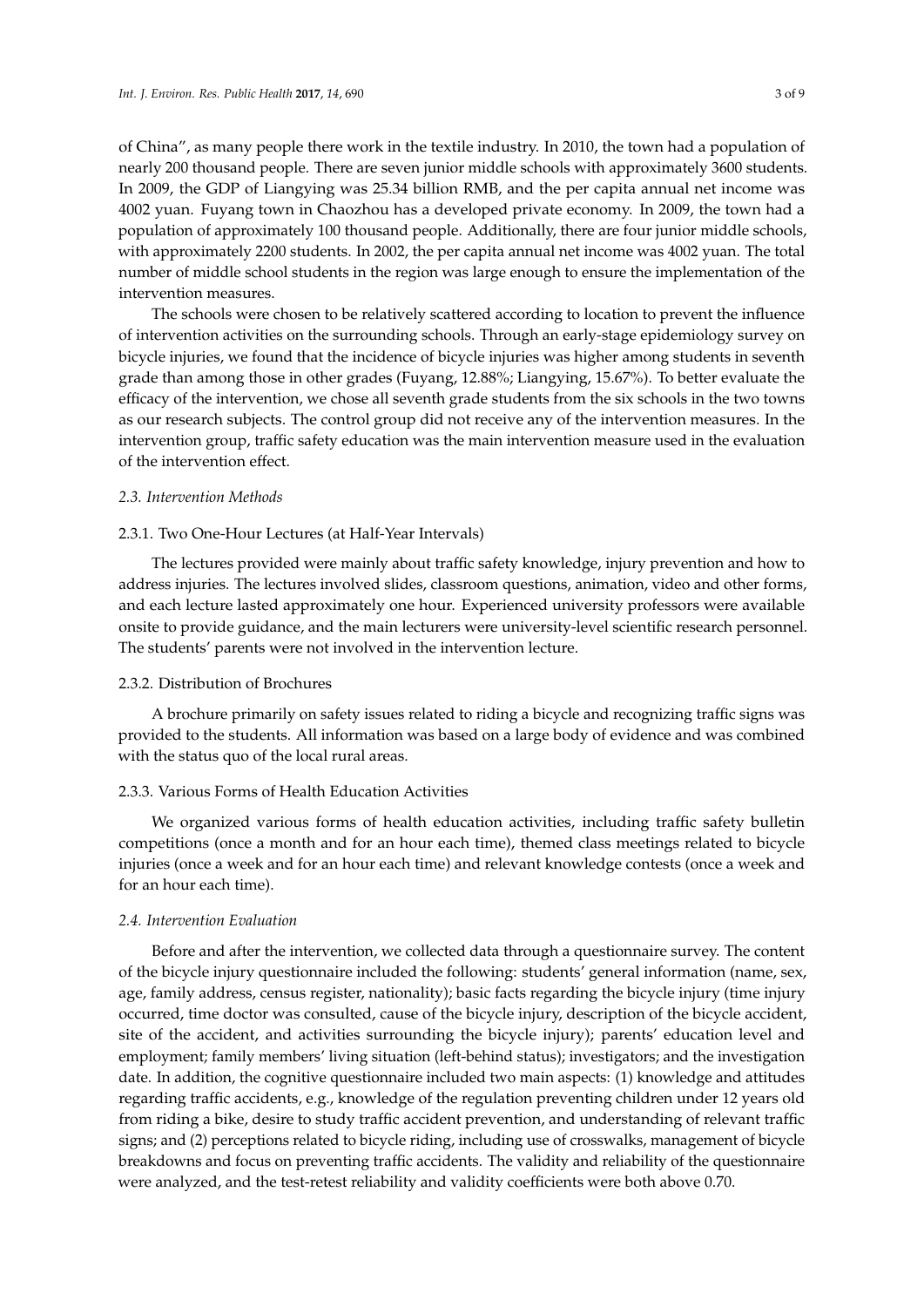of China", as many people there work in the textile industry. In 2010, the town had a population of nearly 200 thousand people. There are seven junior middle schools with approximately 3600 students. In 2009, the GDP of Liangying was 25.34 billion RMB, and the per capita annual net income was 4002 yuan. Fuyang town in Chaozhou has a developed private economy. In 2009, the town had a population of approximately 100 thousand people. Additionally, there are four junior middle schools, with approximately 2200 students. In 2002, the per capita annual net income was 4002 yuan. The total number of middle school students in the region was large enough to ensure the implementation of the intervention measures.

The schools were chosen to be relatively scattered according to location to prevent the influence of intervention activities on the surrounding schools. Through an early-stage epidemiology survey on bicycle injuries, we found that the incidence of bicycle injuries was higher among students in seventh grade than among those in other grades (Fuyang, 12.88%; Liangying, 15.67%). To better evaluate the efficacy of the intervention, we chose all seventh grade students from the six schools in the two towns as our research subjects. The control group did not receive any of the intervention measures. In the intervention group, traffic safety education was the main intervention measure used in the evaluation of the intervention effect.

### *2.3. Intervention Methods*

#### 2.3.1. Two One-Hour Lectures (at Half-Year Intervals)

The lectures provided were mainly about traffic safety knowledge, injury prevention and how to address injuries. The lectures involved slides, classroom questions, animation, video and other forms, and each lecture lasted approximately one hour. Experienced university professors were available onsite to provide guidance, and the main lecturers were university-level scientific research personnel. The students' parents were not involved in the intervention lecture.

#### 2.3.2. Distribution of Brochures

A brochure primarily on safety issues related to riding a bicycle and recognizing traffic signs was provided to the students. All information was based on a large body of evidence and was combined with the status quo of the local rural areas.

#### 2.3.3. Various Forms of Health Education Activities

We organized various forms of health education activities, including traffic safety bulletin competitions (once a month and for an hour each time), themed class meetings related to bicycle injuries (once a week and for an hour each time) and relevant knowledge contests (once a week and for an hour each time).

### *2.4. Intervention Evaluation*

Before and after the intervention, we collected data through a questionnaire survey. The content of the bicycle injury questionnaire included the following: students' general information (name, sex, age, family address, census register, nationality); basic facts regarding the bicycle injury (time injury occurred, time doctor was consulted, cause of the bicycle injury, description of the bicycle accident, site of the accident, and activities surrounding the bicycle injury); parents' education level and employment; family members' living situation (left-behind status); investigators; and the investigation date. In addition, the cognitive questionnaire included two main aspects: (1) knowledge and attitudes regarding traffic accidents, e.g., knowledge of the regulation preventing children under 12 years old from riding a bike, desire to study traffic accident prevention, and understanding of relevant traffic signs; and (2) perceptions related to bicycle riding, including use of crosswalks, management of bicycle breakdowns and focus on preventing traffic accidents. The validity and reliability of the questionnaire were analyzed, and the test-retest reliability and validity coefficients were both above 0.70.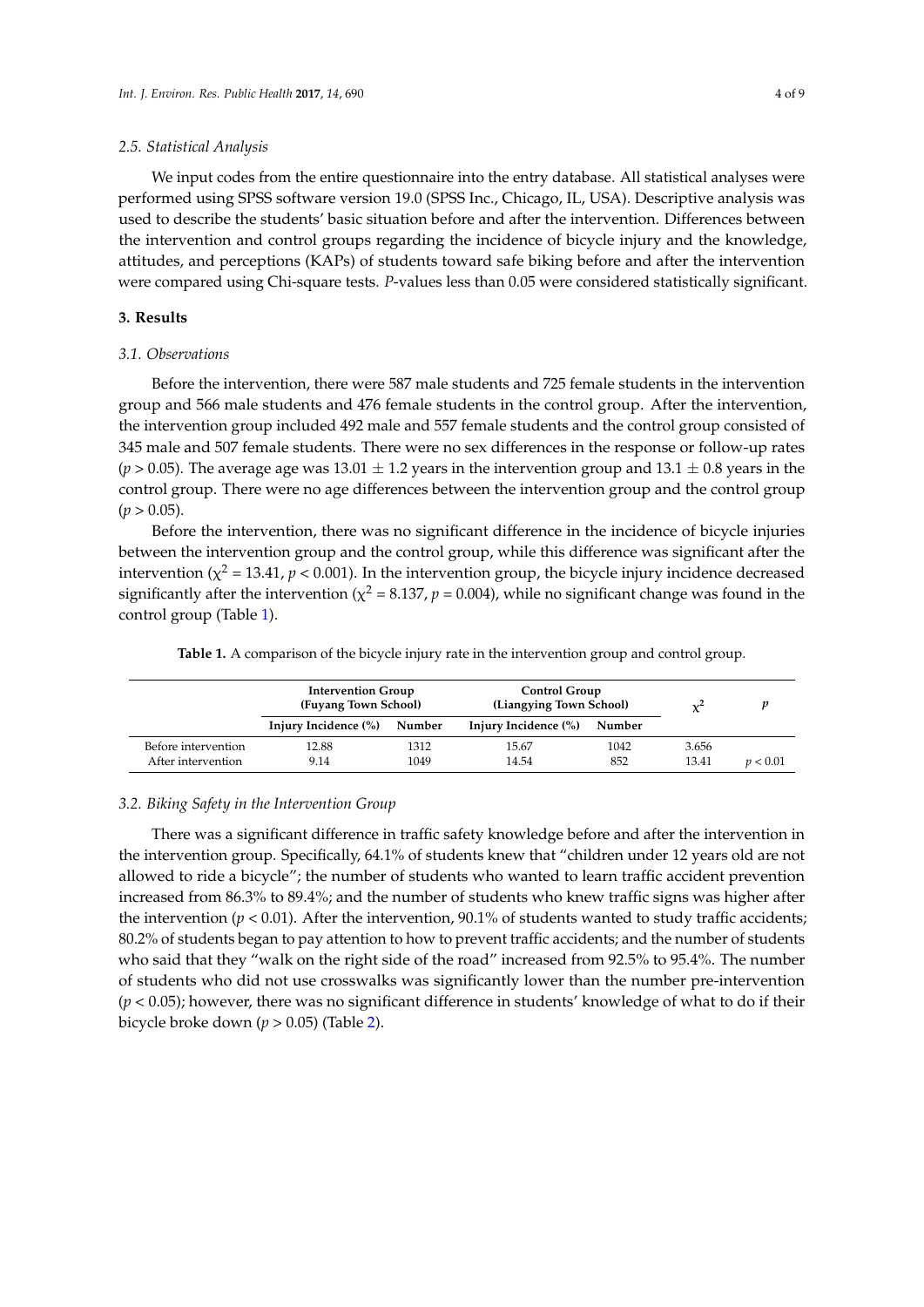### 2.5. Statistical Analysis

We input codes from the entire questionnaire into the entry database. All statistical analyses were performed using SPSS software version 19.0 (SPSS Inc., Chicago, IL, USA). Descriptive analysis was used to describe the students' basic situation before and after the intervention. Differences between the intervention and control groups regarding the incidence of bicycle injury and the knowledge, attitudes, and perceptions (KAPs) of students toward safe biking before and after the intervention were compared using Chi-square tests. *P*-values less than 0.05 were considered statistically significant.

## 3. Results

### 3.1. Observations

Before the intervention, there were 587 male students and 725 female students in the intervention group and 566 male students and 476 female students in the control group. After the intervention, the intervention group included 492 male and 557 female students and the control group consisted of 345 male and 507 female students. There were no sex differences in the response or follow-up rates ($p > 0.05$). The average age was $13.01 \pm 1.2$ years in the intervention group and $13.1 \pm 0.8$ years in the control group. There were no age differences between the intervention group and the control group ($p > 0.05$).

Before the intervention, there was no significant difference in the incidence of bicycle injuries between the intervention group and the control group, while this difference was significant after the intervention ($\chi^2 = 13.41$, $p < 0.001$). In the intervention group, the bicycle injury incidence decreased significantly after the intervention ($\chi^2 = 8.137$, $p = 0.004$), while no significant change was found in the control group (Table 1).

**Table 1.** A comparison of the bicycle injury rate in the intervention group and control group.

| | Intervention Group (Fuyang Town School) | | Control Group (Liangying Town School) | | $\chi^2$ | $p$ |
|---|---|---|---|---|---|---|
| | Injury Incidence (%) | Number | Injury Incidence (%) | Number | | |
| Before intervention | 12.88 | 1312 | 15.67 | 1042 | 3.656 | |
| After intervention | 9.14 | 1049 | 14.54 | 852 | 13.41 | $p < 0.01$ |

### 3.2. Biking Safety in the Intervention Group

There was a significant difference in traffic safety knowledge before and after the intervention in the intervention group. Specifically, 64.1% of students knew that "children under 12 years old are not allowed to ride a bicycle"; the number of students who wanted to learn traffic accident prevention increased from 86.3% to 89.4%; and the number of students who knew traffic signs was higher after the intervention ($p < 0.01$). After the intervention, 90.1% of students wanted to study traffic accidents; 80.2% of students began to pay attention to how to prevent traffic accidents; and the number of students who said that they "walk on the right side of the road" increased from 92.5% to 95.4%. The number of students who did not use crosswalks was significantly lower than the number pre-intervention ($p < 0.05$); however, there was no significant difference in students' knowledge of what to do if their bicycle broke down ($p > 0.05$) (Table 2).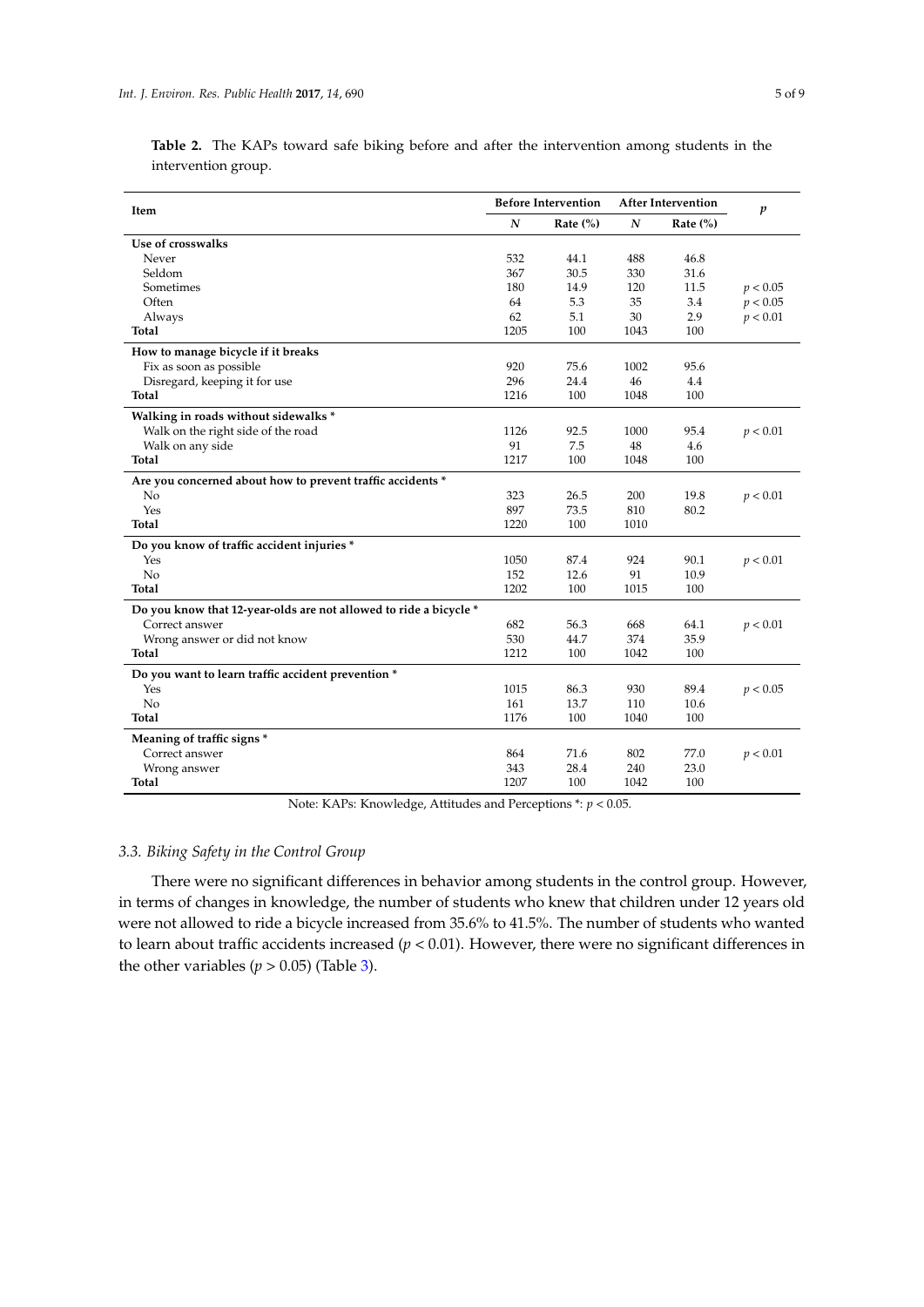**Table 2.** The KAPs toward safe biking before and after the intervention among students in the intervention group.

| Item | Before Intervention | | After Intervention | | $p$ |
|---|---|---|---|---|---|
| | $N$ | Rate (%) | $N$ | Rate (%) | |
| **Use of crosswalks** | | | | | |
| Never | 532 | 44.1 | 488 | 46.8 | |
| Seldom | 367 | 30.5 | 330 | 31.6 | |
| Sometimes | 180 | 14.9 | 120 | 11.5 | $p < 0.05$ |
| Often | 64 | 5.3 | 35 | 3.4 | $p < 0.05$ |
| Always | 62 | 5.1 | 30 | 2.9 | $p < 0.01$ |
| **Total** | 1205 | 100 | 1043 | 100 | |
| **How to manage bicycle if it breaks** | | | | | |
| Fix as soon as possible | 920 | 75.6 | 1002 | 95.6 | |
| Disregard, keeping it for use | 296 | 24.4 | 46 | 4.4 | |
| **Total** | 1216 | 100 | 1048 | 100 | |
| **Walking in roads without sidewalks** * | | | | | |
| Walk on the right side of the road | 1126 | 92.5 | 1000 | 95.4 | $p < 0.01$ |
| Walk on any side | 91 | 7.5 | 48 | 4.6 | |
| **Total** | 1217 | 100 | 1048 | 100 | |
| **Are you concerned about how to prevent traffic accidents** * | | | | | |
| No | 323 | 26.5 | 200 | 19.8 | $p < 0.01$ |
| Yes | 897 | 73.5 | 810 | 80.2 | |
| **Total** | 1220 | 100 | 1010 | | |
| **Do you know of traffic accident injuries** * | | | | | |
| Yes | 1050 | 87.4 | 924 | 90.1 | $p < 0.01$ |
| No | 152 | 12.6 | 91 | 10.9 | |
| **Total** | 1202 | 100 | 1015 | 100 | |
| **Do you know that 12-year-olds are not allowed to ride a bicycle** * | | | | | |
| Correct answer | 682 | 56.3 | 668 | 64.1 | $p < 0.01$ |
| Wrong answer or did not know | 530 | 44.7 | 374 | 35.9 | |
| **Total** | 1212 | 100 | 1042 | 100 | |
| **Do you want to learn traffic accident prevention** * | | | | | |
| Yes | 1015 | 86.3 | 930 | 89.4 | $p < 0.05$ |
| No | 161 | 13.7 | 110 | 10.6 | |
| **Total** | 1176 | 100 | 1040 | 100 | |
| **Meaning of traffic signs** * | | | | | |
| Correct answer | 864 | 71.6 | 802 | 77.0 | $p < 0.01$ |
| Wrong answer | 343 | 28.4 | 240 | 23.0 | |
| **Total** | 1207 | 100 | 1042 | 100 | |

Note: KAPs: Knowledge, Attitudes and Perceptions *: $p < 0.05$.

### *3.3. Biking Safety in the Control Group*

There were no significant differences in behavior among students in the control group. However, in terms of changes in knowledge, the number of students who knew that children under 12 years old were not allowed to ride a bicycle increased from 35.6% to 41.5%. The number of students who wanted to learn about traffic accidents increased ($p < 0.01$). However, there were no significant differences in the other variables ($p > 0.05$) (Table 3).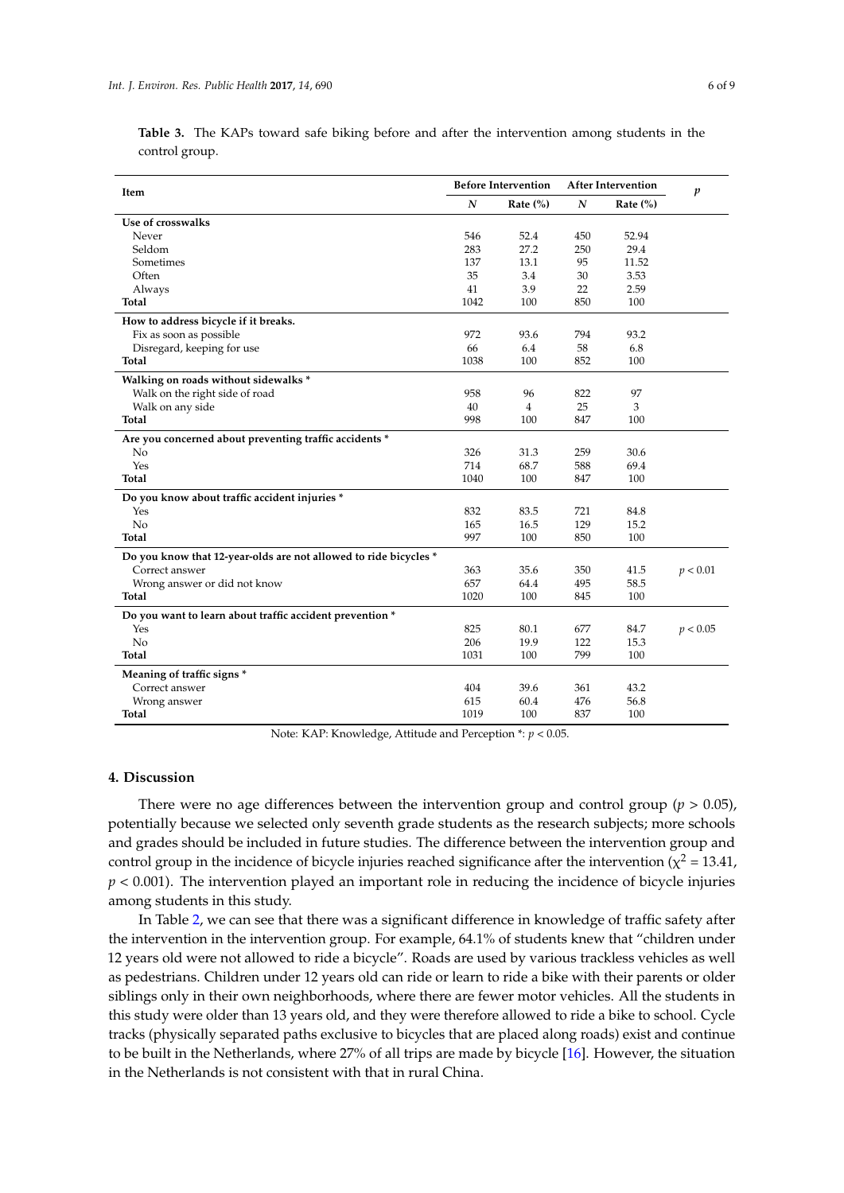**Table 3.** The KAPs toward safe biking before and after the intervention among students in the control group.

| Item | Before Intervention | | After Intervention | | *p* |
|---|---|---|---|---|---|
| | *N* | Rate (%) | *N* | Rate (%) | |
| **Use of crosswalks** | | | | | |
| Never | 546 | 52.4 | 450 | 52.94 | |
| Seldom | 283 | 27.2 | 250 | 29.4 | |
| Sometimes | 137 | 13.1 | 95 | 11.52 | |
| Often | 35 | 3.4 | 30 | 3.53 | |
| Always | 41 | 3.9 | 22 | 2.59 | |
| **Total** | 1042 | 100 | 850 | 100 | |
| **How to address bicycle if it breaks.** | | | | | |
| Fix as soon as possible | 972 | 93.6 | 794 | 93.2 | |
| Disregard, keeping for use | 66 | 6.4 | 58 | 6.8 | |
| **Total** | 1038 | 100 | 852 | 100 | |
| **Walking on roads without sidewalks** * | | | | | |
| Walk on the right side of road | 958 | 96 | 822 | 97 | |
| Walk on any side | 40 | 4 | 25 | 3 | |
| **Total** | 998 | 100 | 847 | 100 | |
| **Are you concerned about preventing traffic accidents** * | | | | | |
| No | 326 | 31.3 | 259 | 30.6 | |
| Yes | 714 | 68.7 | 588 | 69.4 | |
| **Total** | 1040 | 100 | 847 | 100 | |
| **Do you know about traffic accident injuries** * | | | | | |
| Yes | 832 | 83.5 | 721 | 84.8 | |
| No | 165 | 16.5 | 129 | 15.2 | |
| **Total** | 997 | 100 | 850 | 100 | |
| **Do you know that 12-year-olds are not allowed to ride bicycles** * | | | | | |
| Correct answer | 363 | 35.6 | 350 | 41.5 | $p < 0.01$ |
| Wrong answer or did not know | 657 | 64.4 | 495 | 58.5 | |
| **Total** | 1020 | 100 | 845 | 100 | |
| **Do you want to learn about traffic accident prevention** * | | | | | |
| Yes | 825 | 80.1 | 677 | 84.7 | $p < 0.05$ |
| No | 206 | 19.9 | 122 | 15.3 | |
| **Total** | 1031 | 100 | 799 | 100 | |
| **Meaning of traffic signs** * | | | | | |
| Correct answer | 404 | 39.6 | 361 | 43.2 | |
| Wrong answer | 615 | 60.4 | 476 | 56.8 | |
| **Total** | 1019 | 100 | 837 | 100 | |

Note: KAP: Knowledge, Attitude and Perception *: $p < 0.05$.

## 4. Discussion

There were no age differences between the intervention group and control group ($p > 0.05$), potentially because we selected only seventh grade students as the research subjects; more schools and grades should be included in future studies. The difference between the intervention group and control group in the incidence of bicycle injuries reached significance after the intervention ($\chi^2 = 13.41$, $p < 0.001$). The intervention played an important role in reducing the incidence of bicycle injuries among students in this study.

In Table 2, we can see that there was a significant difference in knowledge of traffic safety after the intervention in the intervention group. For example, 64.1% of students knew that "children under 12 years old were not allowed to ride a bicycle". Roads are used by various trackless vehicles as well as pedestrians. Children under 12 years old can ride or learn to ride a bike with their parents or older siblings only in their own neighborhoods, where there are fewer motor vehicles. All the students in this study were older than 13 years old, and they were therefore allowed to ride a bike to school. Cycle tracks (physically separated paths exclusive to bicycles that are placed along roads) exist and continue to be built in the Netherlands, where 27% of all trips are made by bicycle [16]. However, the situation in the Netherlands is not consistent with that in rural China.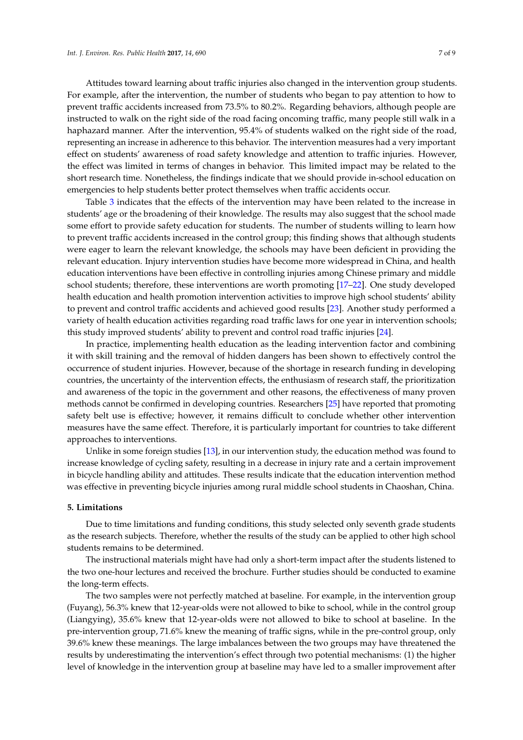Attitudes toward learning about traffic injuries also changed in the intervention group students. For example, after the intervention, the number of students who began to pay attention to how to prevent traffic accidents increased from 73.5% to 80.2%. Regarding behaviors, although people are instructed to walk on the right side of the road facing oncoming traffic, many people still walk in a haphazard manner. After the intervention, 95.4% of students walked on the right side of the road, representing an increase in adherence to this behavior. The intervention measures had a very important effect on students' awareness of road safety knowledge and attention to traffic injuries. However, the effect was limited in terms of changes in behavior. This limited impact may be related to the short research time. Nonetheless, the findings indicate that we should provide in-school education on emergencies to help students better protect themselves when traffic accidents occur.

Table 3 indicates that the effects of the intervention may have been related to the increase in students' age or the broadening of their knowledge. The results may also suggest that the school made some effort to provide safety education for students. The number of students willing to learn how to prevent traffic accidents increased in the control group; this finding shows that although students were eager to learn the relevant knowledge, the schools may have been deficient in providing the relevant education. Injury intervention studies have become more widespread in China, and health education interventions have been effective in controlling injuries among Chinese primary and middle school students; therefore, these interventions are worth promoting [17–22]. One study developed health education and health promotion intervention activities to improve high school students' ability to prevent and control traffic accidents and achieved good results [23]. Another study performed a variety of health education activities regarding road traffic laws for one year in intervention schools; this study improved students' ability to prevent and control road traffic injuries [24].

In practice, implementing health education as the leading intervention factor and combining it with skill training and the removal of hidden dangers has been shown to effectively control the occurrence of student injuries. However, because of the shortage in research funding in developing countries, the uncertainty of the intervention effects, the enthusiasm of research staff, the prioritization and awareness of the topic in the government and other reasons, the effectiveness of many proven methods cannot be confirmed in developing countries. Researchers [25] have reported that promoting safety belt use is effective; however, it remains difficult to conclude whether other intervention measures have the same effect. Therefore, it is particularly important for countries to take different approaches to interventions.

Unlike in some foreign studies [13], in our intervention study, the education method was found to increase knowledge of cycling safety, resulting in a decrease in injury rate and a certain improvement in bicycle handling ability and attitudes. These results indicate that the education intervention method was effective in preventing bicycle injuries among rural middle school students in Chaoshan, China.

## 5. Limitations

Due to time limitations and funding conditions, this study selected only seventh grade students as the research subjects. Therefore, whether the results of the study can be applied to other high school students remains to be determined.

The instructional materials might have had only a short-term impact after the students listened to the two one-hour lectures and received the brochure. Further studies should be conducted to examine the long-term effects.

The two samples were not perfectly matched at baseline. For example, in the intervention group (Fuyang), 56.3% knew that 12-year-olds were not allowed to bike to school, while in the control group (Liangying), 35.6% knew that 12-year-olds were not allowed to bike to school at baseline. In the pre-intervention group, 71.6% knew the meaning of traffic signs, while in the pre-control group, only 39.6% knew these meanings. The large imbalances between the two groups may have threatened the results by underestimating the intervention's effect through two potential mechanisms: (1) the higher level of knowledge in the intervention group at baseline may have led to a smaller improvement after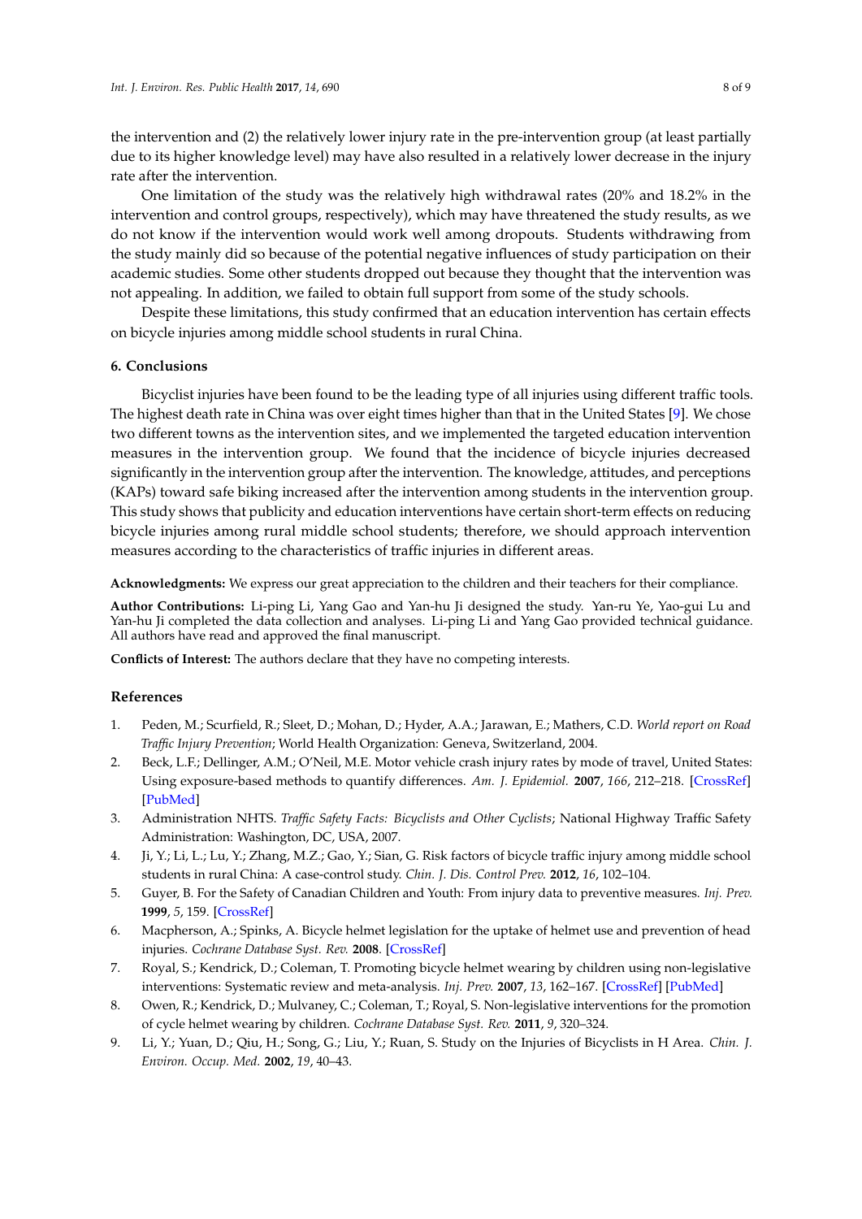the intervention and (2) the relatively lower injury rate in the pre-intervention group (at least partially due to its higher knowledge level) may have also resulted in a relatively lower decrease in the injury rate after the intervention.

One limitation of the study was the relatively high withdrawal rates (20% and 18.2% in the intervention and control groups, respectively), which may have threatened the study results, as we do not know if the intervention would work well among dropouts. Students withdrawing from the study mainly did so because of the potential negative influences of study participation on their academic studies. Some other students dropped out because they thought that the intervention was not appealing. In addition, we failed to obtain full support from some of the study schools.

Despite these limitations, this study confirmed that an education intervention has certain effects on bicycle injuries among middle school students in rural China.

## 6. Conclusions

Bicyclist injuries have been found to be the leading type of all injuries using different traffic tools. The highest death rate in China was over eight times higher than that in the United States [9]. We chose two different towns as the intervention sites, and we implemented the targeted education intervention measures in the intervention group. We found that the incidence of bicycle injuries decreased significantly in the intervention group after the intervention. The knowledge, attitudes, and perceptions (KAPs) toward safe biking increased after the intervention among students in the intervention group. This study shows that publicity and education interventions have certain short-term effects on reducing bicycle injuries among rural middle school students; therefore, we should approach intervention measures according to the characteristics of traffic injuries in different areas.

**Acknowledgments:** We express our great appreciation to the children and their teachers for their compliance.

**Author Contributions:** Li-ping Li, Yang Gao and Yan-hu Ji designed the study. Yan-ru Ye, Yao-gui Lu and Yan-hu Ji completed the data collection and analyses. Li-ping Li and Yang Gao provided technical guidance. All authors have read and approved the final manuscript.

**Conflicts of Interest:** The authors declare that they have no competing interests.

## References

1. Peden, M.; Scurfield, R.; Sleet, D.; Mohan, D.; Hyder, A.A.; Jarawan, E.; Mathers, C.D. *World report on Road Traffic Injury Prevention*; World Health Organization: Geneva, Switzerland, 2004.
2. Beck, L.F.; Dellinger, A.M.; O'Neil, M.E. Motor vehicle crash injury rates by mode of travel, United States: Using exposure-based methods to quantify differences. *Am. J. Epidemiol.* **2007**, *166*, 212–218. [CrossRef] [PubMed]
3. Administration NHTS. *Traffic Safety Facts: Bicyclists and Other Cyclists*; National Highway Traffic Safety Administration: Washington, DC, USA, 2007.
4. Ji, Y.; Li, L.; Lu, Y.; Zhang, M.Z.; Gao, Y.; Sian, G. Risk factors of bicycle traffic injury among middle school students in rural China: A case-control study. *Chin. J. Dis. Control Prev.* **2012**, *16*, 102–104.
5. Guyer, B. For the Safety of Canadian Children and Youth: From injury data to preventive measures. *Inj. Prev.* **1999**, *5*, 159. [CrossRef]
6. Macpherson, A.; Spinks, A. Bicycle helmet legislation for the uptake of helmet use and prevention of head injuries. *Cochrane Database Syst. Rev.* **2008**. [CrossRef]
7. Royal, S.; Kendrick, D.; Coleman, T. Promoting bicycle helmet wearing by children using non-legislative interventions: Systematic review and meta-analysis. *Inj. Prev.* **2007**, *13*, 162–167. [CrossRef] [PubMed]
8. Owen, R.; Kendrick, D.; Mulvaney, C.; Coleman, T.; Royal, S. Non-legislative interventions for the promotion of cycle helmet wearing by children. *Cochrane Database Syst. Rev.* **2011**, *9*, 320–324.
9. Li, Y.; Yuan, D.; Qiu, H.; Song, G.; Liu, Y.; Ruan, S. Study on the Injuries of Bicyclists in H Area. *Chin. J. Environ. Occup. Med.* **2002**, *19*, 40–43.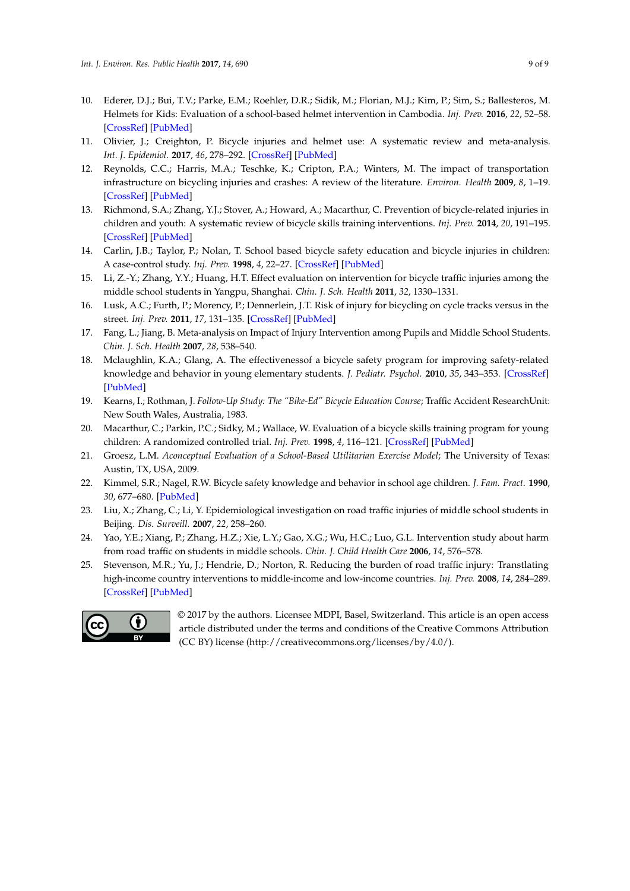10. Ederer, D.J.; Bui, T.V.; Parke, E.M.; Roehler, D.R.; Sidik, M.; Florian, M.J.; Kim, P.; Sim, S.; Ballesteros, M. Helmets for Kids: Evaluation of a school-based helmet intervention in Cambodia. *Inj. Prev.* **2016**, *22*, 52–58. [CrossRef] [PubMed]
11. Olivier, J.; Creighton, P. Bicycle injuries and helmet use: A systematic review and meta-analysis. *Int. J. Epidemiol.* **2017**, *46*, 278–292. [CrossRef] [PubMed]
12. Reynolds, C.C.; Harris, M.A.; Teschke, K.; Cripton, P.A.; Winters, M. The impact of transportation infrastructure on bicycling injuries and crashes: A review of the literature. *Environ. Health* **2009**, *8*, 1–19. [CrossRef] [PubMed]
13. Richmond, S.A.; Zhang, Y.J.; Stover, A.; Howard, A.; Macarthur, C. Prevention of bicycle-related injuries in children and youth: A systematic review of bicycle skills training interventions. *Inj. Prev.* **2014**, *20*, 191–195. [CrossRef] [PubMed]
14. Carlin, J.B.; Taylor, P.; Nolan, T. School based bicycle safety education and bicycle injuries in children: A case-control study. *Inj. Prev.* **1998**, *4*, 22–27. [CrossRef] [PubMed]
15. Li, Z.-Y.; Zhang, Y.Y.; Huang, H.T. Effect evaluation on intervention for bicycle traffic injuries among the middle school students in Yangpu, Shanghai. *Chin. J. Sch. Health* **2011**, *32*, 1330–1331.
16. Lusk, A.C.; Furth, P.; Morency, P.; Dennerlein, J.T. Risk of injury for bicycling on cycle tracks versus in the street. *Inj. Prev.* **2011**, *17*, 131–135. [CrossRef] [PubMed]
17. Fang, L.; Jiang, B. Meta-analysis on Impact of Injury Intervention among Pupils and Middle School Students. *Chin. J. Sch. Health* **2007**, *28*, 538–540.
18. Mclaughlin, K.A.; Glang, A. The effectivenessof a bicycle safety program for improving safety-related knowledge and behavior in young elementary students. *J. Pediatr. Psychol.* **2010**, *35*, 343–353. [CrossRef] [PubMed]
19. Kearns, I.; Rothman, J. *Follow-Up Study: The "Bike-Ed" Bicycle Education Course*; Traffic Accident ResearchUnit: New South Wales, Australia, 1983.
20. Macarthur, C.; Parkin, P.C.; Sidky, M.; Wallace, W. Evaluation of a bicycle skills training program for young children: A randomized controlled trial. *Inj. Prev.* **1998**, *4*, 116–121. [CrossRef] [PubMed]
21. Groesz, L.M. *Aconceptual Evaluation of a School-Based Utilitarian Exercise Model*; The University of Texas: Austin, TX, USA, 2009.
22. Kimmel, S.R.; Nagel, R.W. Bicycle safety knowledge and behavior in school age children. *J. Fam. Pract.* **1990**, *30*, 677–680. [PubMed]
23. Liu, X.; Zhang, C.; Li, Y. Epidemiological investigation on road traffic injuries of middle school students in Beijing. *Dis. Surveill.* **2007**, *22*, 258–260.
24. Yao, Y.E.; Xiang, P.; Zhang, H.Z.; Xie, L.Y.; Gao, X.G.; Wu, H.C.; Luo, G.L. Intervention study about harm from road traffic on students in middle schools. *Chin. J. Child Health Care* **2006**, *14*, 576–578.
25. Stevenson, M.R.; Yu, J.; Hendrie, D.; Norton, R. Reducing the burden of road traffic injury: Transtlating high-income country interventions to middle-income and low-income countries. *Inj. Prev.* **2008**, *14*, 284–289. [CrossRef] [PubMed]

© 2017 by the authors. Licensee MDPI, Basel, Switzerland. This article is an open access article distributed under the terms and conditions of the Creative Commons Attribution (CC BY) license (http://creativecommons.org/licenses/by/4.0/).